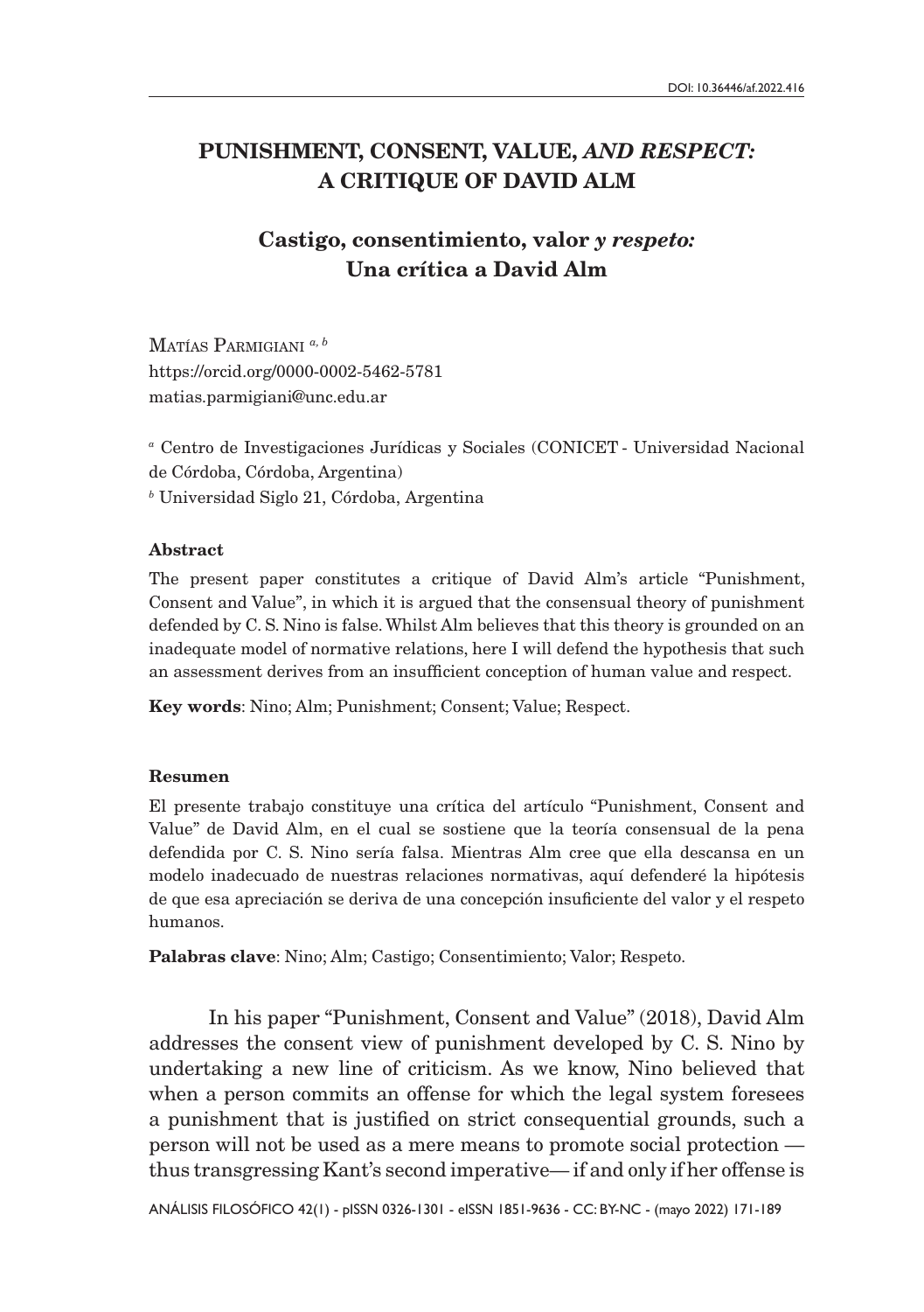# PUNISHMENT, CONSENT, VALUE, *AND RESPECT:* A CRITIQUE OF DAVID ALM

## Castigo, consentimiento, valor *y respeto:* Una crítica a David Alm

Matías Parmigiani [a, b]
https://orcid.org/0000-0002-5462-5781
matias.parmigiani@unc.edu.ar

[a] Centro de Investigaciones Jurídicas y Sociales (CONICET - Universidad Nacional de Córdoba, Córdoba, Argentina)
[b] Universidad Siglo 21, Córdoba, Argentina

#### Abstract

The present paper constitutes a critique of David Alm's article "Punishment, Consent and Value", in which it is argued that the consensual theory of punishment defended by C. S. Nino is false. Whilst Alm believes that this theory is grounded on an inadequate model of normative relations, here I will defend the hypothesis that such an assessment derives from an insufficient conception of human value and respect.

**Key words**: Nino; Alm; Punishment; Consent; Value; Respect.

#### Resumen

El presente trabajo constituye una crítica del artículo "Punishment, Consent and Value" de David Alm, en el cual se sostiene que la teoría consensual de la pena defendida por C. S. Nino sería falsa. Mientras Alm cree que ella descansa en un modelo inadecuado de nuestras relaciones normativas, aquí defenderé la hipótesis de que esa apreciación se deriva de una concepción insuficiente del valor y el respeto humanos.

**Palabras clave**: Nino; Alm; Castigo; Consentimiento; Valor; Respeto.

In his paper "Punishment, Consent and Value" (2018), David Alm addresses the consent view of punishment developed by C. S. Nino by undertaking a new line of criticism. As we know, Nino believed that when a person commits an offense for which the legal system foresees a punishment that is justified on strict consequential grounds, such a person will not be used as a mere means to promote social protection —thus transgressing Kant's second imperative— if and only if her offense is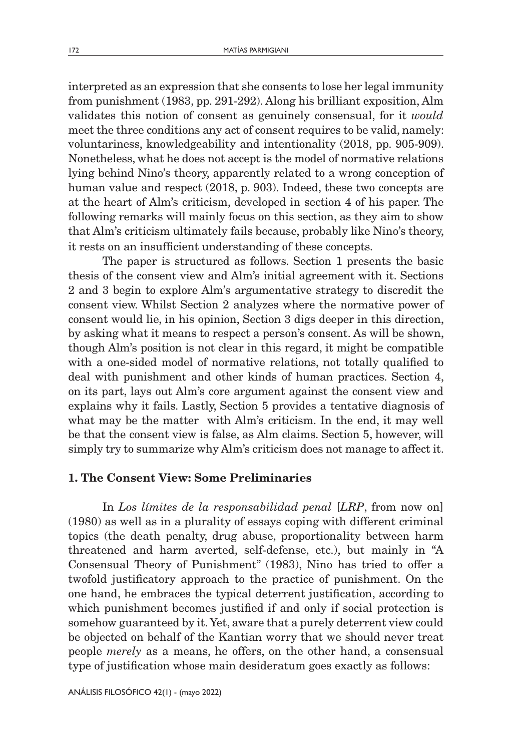interpreted as an expression that she consents to lose her legal immunity from punishment (1983, pp. 291-292). Along his brilliant exposition, Alm validates this notion of consent as genuinely consensual, for it *would* meet the three conditions any act of consent requires to be valid, namely: voluntariness, knowledgeability and intentionality (2018, pp. 905-909). Nonetheless, what he does not accept is the model of normative relations lying behind Nino's theory, apparently related to a wrong conception of human value and respect (2018, p. 903). Indeed, these two concepts are at the heart of Alm's criticism, developed in section 4 of his paper. The following remarks will mainly focus on this section, as they aim to show that Alm's criticism ultimately fails because, probably like Nino's theory, it rests on an insufficient understanding of these concepts.

The paper is structured as follows. Section 1 presents the basic thesis of the consent view and Alm's initial agreement with it. Sections 2 and 3 begin to explore Alm's argumentative strategy to discredit the consent view. Whilst Section 2 analyzes where the normative power of consent would lie, in his opinion, Section 3 digs deeper in this direction, by asking what it means to respect a person's consent. As will be shown, though Alm's position is not clear in this regard, it might be compatible with a one-sided model of normative relations, not totally qualified to deal with punishment and other kinds of human practices. Section 4, on its part, lays out Alm's core argument against the consent view and explains why it fails. Lastly, Section 5 provides a tentative diagnosis of what may be the matter with Alm's criticism. In the end, it may well be that the consent view is false, as Alm claims. Section 5, however, will simply try to summarize why Alm's criticism does not manage to affect it.

## 1. The Consent View: Some Preliminaries

In *Los límites de la responsabilidad penal* [*LRP*, from now on] (1980) as well as in a plurality of essays coping with different criminal topics (the death penalty, drug abuse, proportionality between harm threatened and harm averted, self-defense, etc.), but mainly in "A Consensual Theory of Punishment" (1983), Nino has tried to offer a twofold justificatory approach to the practice of punishment. On the one hand, he embraces the typical deterrent justification, according to which punishment becomes justified if and only if social protection is somehow guaranteed by it. Yet, aware that a purely deterrent view could be objected on behalf of the Kantian worry that we should never treat people *merely* as a means, he offers, on the other hand, a consensual type of justification whose main desideratum goes exactly as follows: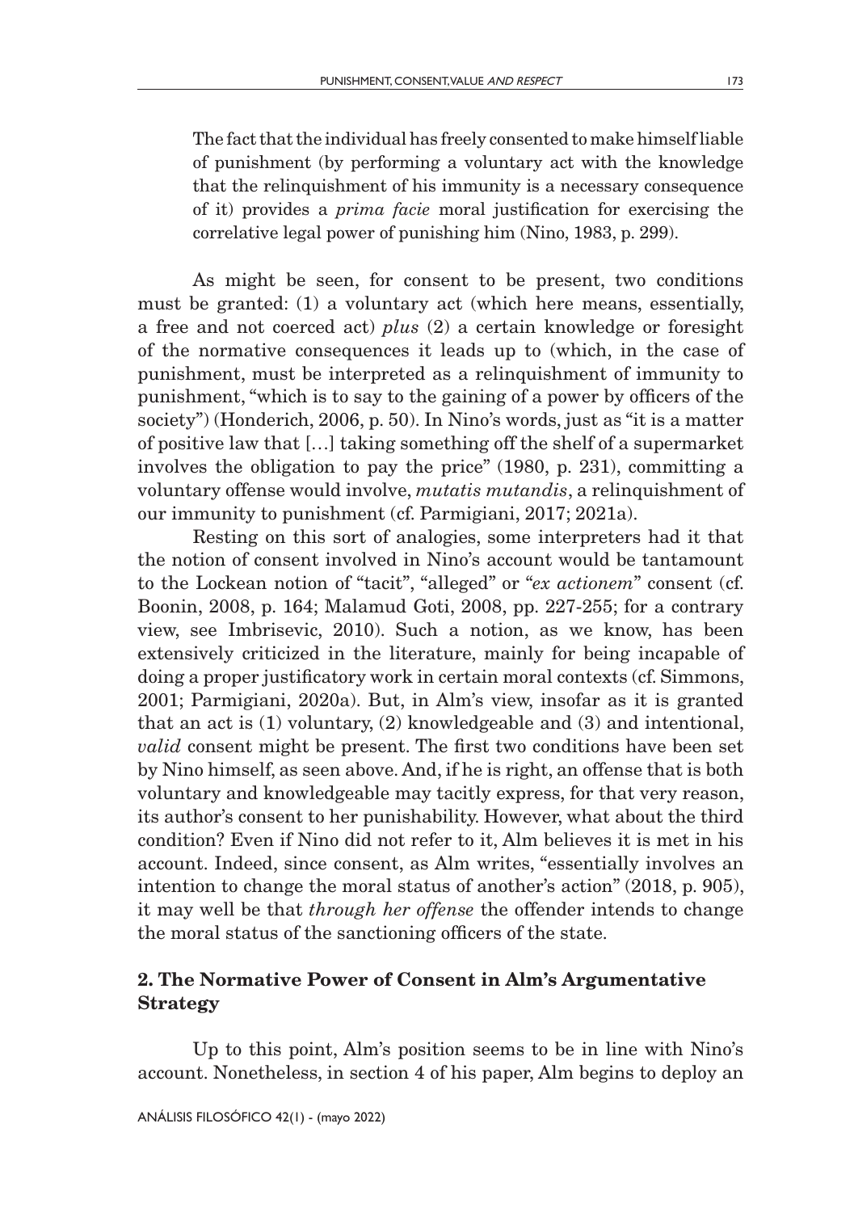> The fact that the individual has freely consented to make himself liable of punishment (by performing a voluntary act with the knowledge that the relinquishment of his immunity is a necessary consequence of it) provides a *prima facie* moral justification for exercising the correlative legal power of punishing him (Nino, 1983, p. 299).

As might be seen, for consent to be present, two conditions must be granted: (1) a voluntary act (which here means, essentially, a free and not coerced act) *plus* (2) a certain knowledge or foresight of the normative consequences it leads up to (which, in the case of punishment, must be interpreted as a relinquishment of immunity to punishment, "which is to say to the gaining of a power by officers of the society") (Honderich, 2006, p. 50). In Nino's words, just as "it is a matter of positive law that […] taking something off the shelf of a supermarket involves the obligation to pay the price" (1980, p. 231), committing a voluntary offense would involve, *mutatis mutandis*, a relinquishment of our immunity to punishment (cf. Parmigiani, 2017; 2021a).

Resting on this sort of analogies, some interpreters had it that the notion of consent involved in Nino's account would be tantamount to the Lockean notion of "tacit", "alleged" or "*ex actionem*" consent (cf. Boonin, 2008, p. 164; Malamud Goti, 2008, pp. 227-255; for a contrary view, see Imbrisevic, 2010). Such a notion, as we know, has been extensively criticized in the literature, mainly for being incapable of doing a proper justificatory work in certain moral contexts (cf. Simmons, 2001; Parmigiani, 2020a). But, in Alm's view, insofar as it is granted that an act is (1) voluntary, (2) knowledgeable and (3) and intentional, *valid* consent might be present. The first two conditions have been set by Nino himself, as seen above. And, if he is right, an offense that is both voluntary and knowledgeable may tacitly express, for that very reason, its author's consent to her punishability. However, what about the third condition? Even if Nino did not refer to it, Alm believes it is met in his account. Indeed, since consent, as Alm writes, "essentially involves an intention to change the moral status of another's action" (2018, p. 905), it may well be that *through her offense* the offender intends to change the moral status of the sanctioning officers of the state.

## 2. The Normative Power of Consent in Alm's Argumentative Strategy

Up to this point, Alm's position seems to be in line with Nino's account. Nonetheless, in section 4 of his paper, Alm begins to deploy an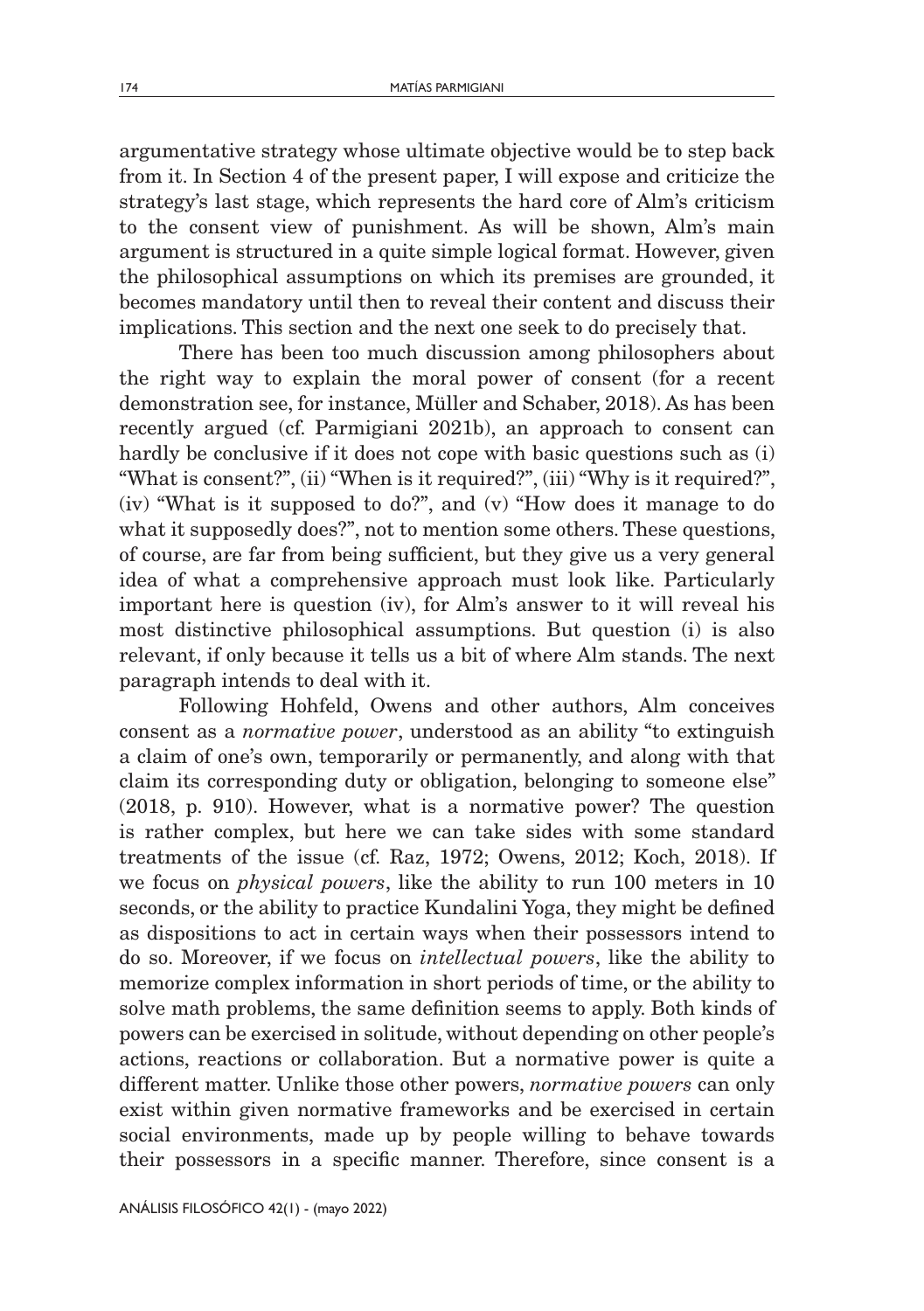argumentative strategy whose ultimate objective would be to step back from it. In Section 4 of the present paper, I will expose and criticize the strategy's last stage, which represents the hard core of Alm's criticism to the consent view of punishment. As will be shown, Alm's main argument is structured in a quite simple logical format. However, given the philosophical assumptions on which its premises are grounded, it becomes mandatory until then to reveal their content and discuss their implications. This section and the next one seek to do precisely that.

There has been too much discussion among philosophers about the right way to explain the moral power of consent (for a recent demonstration see, for instance, Müller and Schaber, 2018). As has been recently argued (cf. Parmigiani 2021b), an approach to consent can hardly be conclusive if it does not cope with basic questions such as (i) "What is consent?", (ii) "When is it required?", (iii) "Why is it required?", (iv) "What is it supposed to do?", and (v) "How does it manage to do what it supposedly does?", not to mention some others. These questions, of course, are far from being sufficient, but they give us a very general idea of what a comprehensive approach must look like. Particularly important here is question (iv), for Alm's answer to it will reveal his most distinctive philosophical assumptions. But question (i) is also relevant, if only because it tells us a bit of where Alm stands. The next paragraph intends to deal with it.

Following Hohfeld, Owens and other authors, Alm conceives consent as a *normative power*, understood as an ability "to extinguish a claim of one's own, temporarily or permanently, and along with that claim its corresponding duty or obligation, belonging to someone else" (2018, p. 910). However, what is a normative power? The question is rather complex, but here we can take sides with some standard treatments of the issue (cf. Raz, 1972; Owens, 2012; Koch, 2018). If we focus on *physical powers*, like the ability to run 100 meters in 10 seconds, or the ability to practice Kundalini Yoga, they might be defined as dispositions to act in certain ways when their possessors intend to do so. Moreover, if we focus on *intellectual powers*, like the ability to memorize complex information in short periods of time, or the ability to solve math problems, the same definition seems to apply. Both kinds of powers can be exercised in solitude, without depending on other people's actions, reactions or collaboration. But a normative power is quite a different matter. Unlike those other powers, *normative powers* can only exist within given normative frameworks and be exercised in certain social environments, made up by people willing to behave towards their possessors in a specific manner. Therefore, since consent is a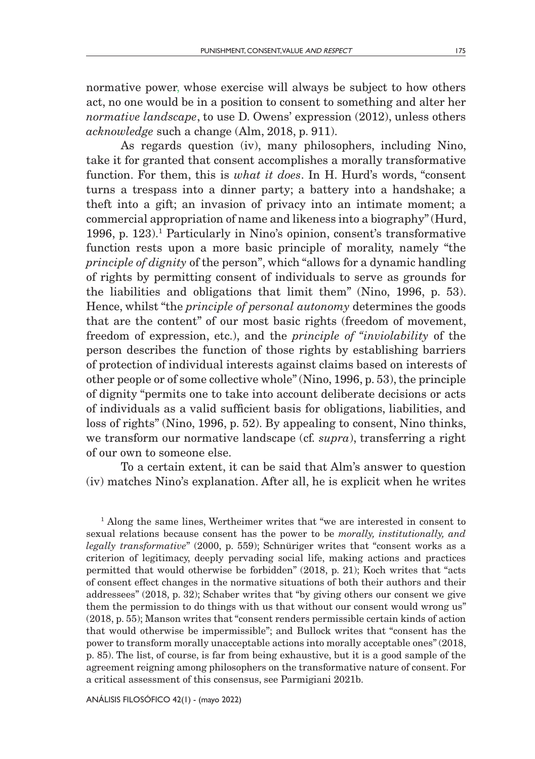normative power, whose exercise will always be subject to how others act, no one would be in a position to consent to something and alter her *normative landscape*, to use D. Owens' expression (2012), unless others *acknowledge* such a change (Alm, 2018, p. 911).

As regards question (iv), many philosophers, including Nino, take it for granted that consent accomplishes a morally transformative function. For them, this is *what it does*. In H. Hurd's words, "consent turns a trespass into a dinner party; a battery into a handshake; a theft into a gift; an invasion of privacy into an intimate moment; a commercial appropriation of name and likeness into a biography" (Hurd, 1996, p. 123).[1] Particularly in Nino's opinion, consent's transformative function rests upon a more basic principle of morality, namely "the *principle of dignity* of the person", which "allows for a dynamic handling of rights by permitting consent of individuals to serve as grounds for the liabilities and obligations that limit them" (Nino, 1996, p. 53). Hence, whilst "the *principle of personal autonomy* determines the goods that are the content" of our most basic rights (freedom of movement, freedom of expression, etc.), and the *principle of "inviolability* of the person describes the function of those rights by establishing barriers of protection of individual interests against claims based on interests of other people or of some collective whole" (Nino, 1996, p. 53), the principle of dignity "permits one to take into account deliberate decisions or acts of individuals as a valid sufficient basis for obligations, liabilities, and loss of rights" (Nino, 1996, p. 52). By appealing to consent, Nino thinks, we transform our normative landscape (cf. *supra*), transferring a right of our own to someone else.

To a certain extent, it can be said that Alm's answer to question (iv) matches Nino's explanation. After all, he is explicit when he writes

[1] Along the same lines, Wertheimer writes that "we are interested in consent to sexual relations because consent has the power to be *morally, institutionally, and legally transformative*" (2000, p. 559); Schnüriger writes that "consent works as a criterion of legitimacy, deeply pervading social life, making actions and practices permitted that would otherwise be forbidden" (2018, p. 21); Koch writes that "acts of consent effect changes in the normative situations of both their authors and their addressees" (2018, p. 32); Schaber writes that "by giving others our consent we give them the permission to do things with us that without our consent would wrong us" (2018, p. 55); Manson writes that "consent renders permissible certain kinds of action that would otherwise be impermissible"; and Bullock writes that "consent has the power to transform morally unacceptable actions into morally acceptable ones" (2018, p. 85). The list, of course, is far from being exhaustive, but it is a good sample of the agreement reigning among philosophers on the transformative nature of consent. For a critical assessment of this consensus, see Parmigiani 2021b.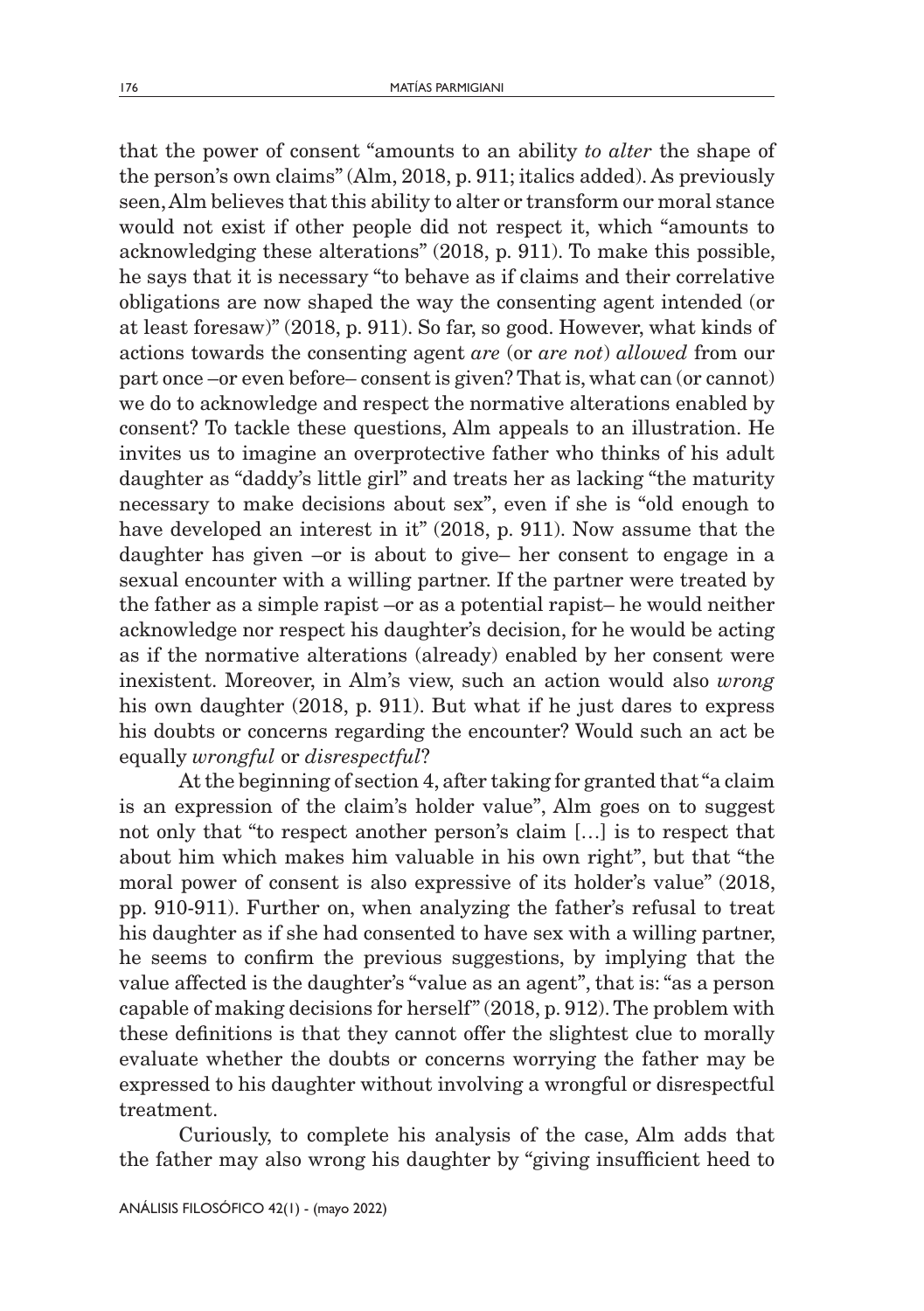that the power of consent "amounts to an ability *to alter* the shape of the person's own claims" (Alm, 2018, p. 911; italics added). As previously seen, Alm believes that this ability to alter or transform our moral stance would not exist if other people did not respect it, which "amounts to acknowledging these alterations" (2018, p. 911). To make this possible, he says that it is necessary "to behave as if claims and their correlative obligations are now shaped the way the consenting agent intended (or at least foresaw)" (2018, p. 911). So far, so good. However, what kinds of actions towards the consenting agent *are* (or *are not*) *allowed* from our part once –or even before– consent is given? That is, what can (or cannot) we do to acknowledge and respect the normative alterations enabled by consent? To tackle these questions, Alm appeals to an illustration. He invites us to imagine an overprotective father who thinks of his adult daughter as "daddy's little girl" and treats her as lacking "the maturity necessary to make decisions about sex", even if she is "old enough to have developed an interest in it" (2018, p. 911). Now assume that the daughter has given –or is about to give– her consent to engage in a sexual encounter with a willing partner. If the partner were treated by the father as a simple rapist –or as a potential rapist– he would neither acknowledge nor respect his daughter's decision, for he would be acting as if the normative alterations (already) enabled by her consent were inexistent. Moreover, in Alm's view, such an action would also *wrong* his own daughter (2018, p. 911). But what if he just dares to express his doubts or concerns regarding the encounter? Would such an act be equally *wrongful* or *disrespectful*?

At the beginning of section 4, after taking for granted that "a claim is an expression of the claim's holder value", Alm goes on to suggest not only that "to respect another person's claim […] is to respect that about him which makes him valuable in his own right", but that "the moral power of consent is also expressive of its holder's value" (2018, pp. 910-911). Further on, when analyzing the father's refusal to treat his daughter as if she had consented to have sex with a willing partner, he seems to confirm the previous suggestions, by implying that the value affected is the daughter's "value as an agent", that is: "as a person capable of making decisions for herself" (2018, p. 912). The problem with these definitions is that they cannot offer the slightest clue to morally evaluate whether the doubts or concerns worrying the father may be expressed to his daughter without involving a wrongful or disrespectful treatment.

Curiously, to complete his analysis of the case, Alm adds that the father may also wrong his daughter by "giving insufficient heed to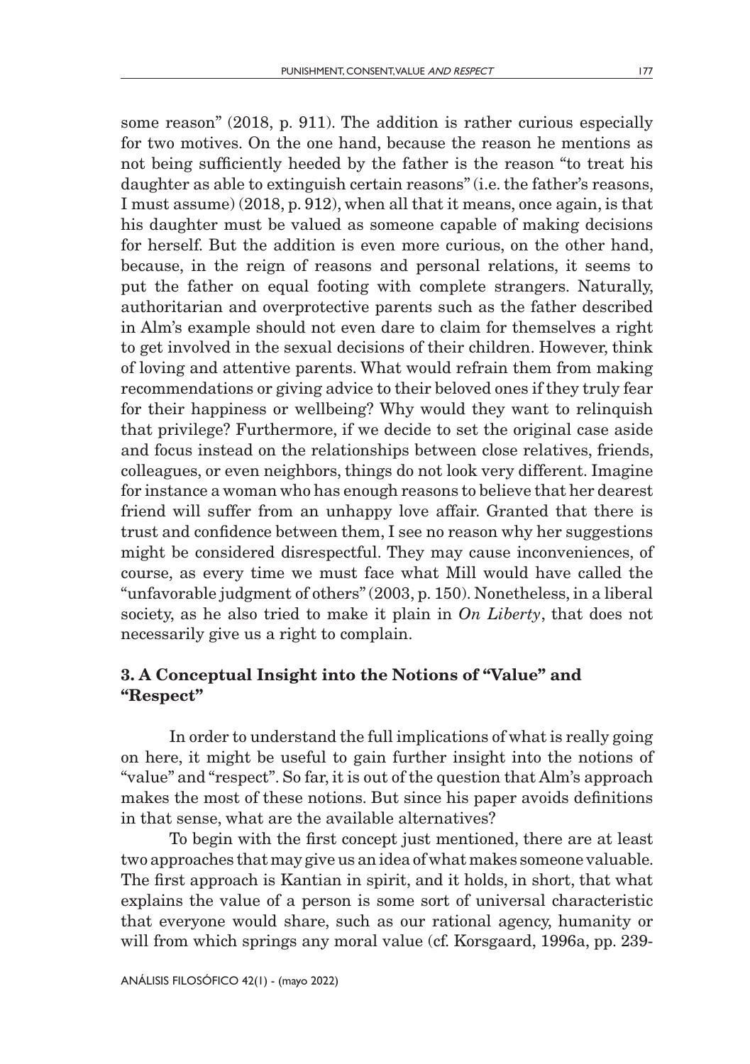some reason" (2018, p. 911). The addition is rather curious especially for two motives. On the one hand, because the reason he mentions as not being sufficiently heeded by the father is the reason "to treat his daughter as able to extinguish certain reasons" (i.e. the father's reasons, I must assume) (2018, p. 912), when all that it means, once again, is that his daughter must be valued as someone capable of making decisions for herself. But the addition is even more curious, on the other hand, because, in the reign of reasons and personal relations, it seems to put the father on equal footing with complete strangers. Naturally, authoritarian and overprotective parents such as the father described in Alm's example should not even dare to claim for themselves a right to get involved in the sexual decisions of their children. However, think of loving and attentive parents. What would refrain them from making recommendations or giving advice to their beloved ones if they truly fear for their happiness or wellbeing? Why would they want to relinquish that privilege? Furthermore, if we decide to set the original case aside and focus instead on the relationships between close relatives, friends, colleagues, or even neighbors, things do not look very different. Imagine for instance a woman who has enough reasons to believe that her dearest friend will suffer from an unhappy love affair. Granted that there is trust and confidence between them, I see no reason why her suggestions might be considered disrespectful. They may cause inconveniences, of course, as every time we must face what Mill would have called the "unfavorable judgment of others" (2003, p. 150). Nonetheless, in a liberal society, as he also tried to make it plain in *On Liberty*, that does not necessarily give us a right to complain.

## 3. A Conceptual Insight into the Notions of "Value" and "Respect"

In order to understand the full implications of what is really going on here, it might be useful to gain further insight into the notions of "value" and "respect". So far, it is out of the question that Alm's approach makes the most of these notions. But since his paper avoids definitions in that sense, what are the available alternatives?

To begin with the first concept just mentioned, there are at least two approaches that may give us an idea of what makes someone valuable. The first approach is Kantian in spirit, and it holds, in short, that what explains the value of a person is some sort of universal characteristic that everyone would share, such as our rational agency, humanity or will from which springs any moral value (cf. Korsgaard, 1996a, pp. 239-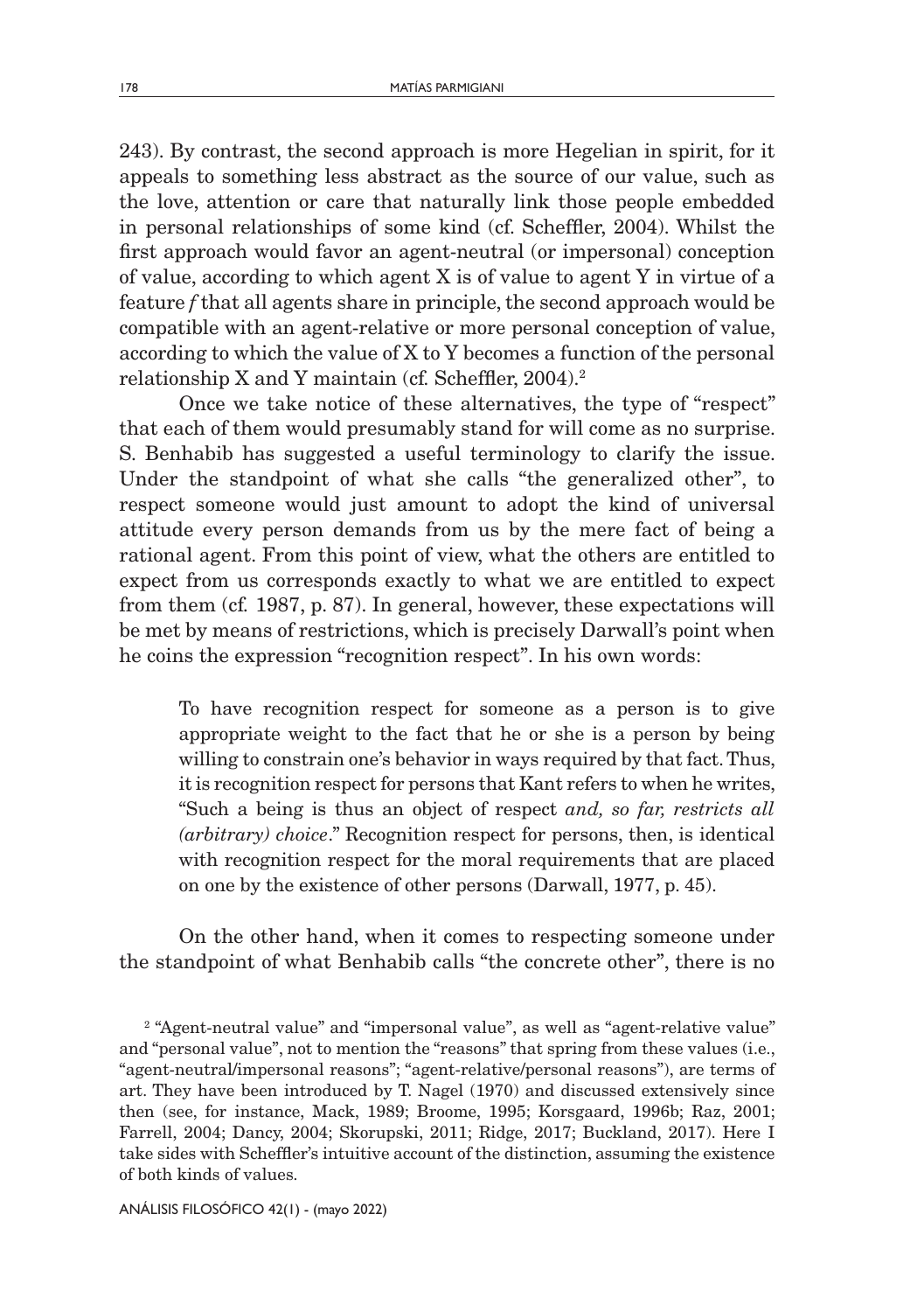243). By contrast, the second approach is more Hegelian in spirit, for it appeals to something less abstract as the source of our value, such as the love, attention or care that naturally link those people embedded in personal relationships of some kind (cf. Scheffler, 2004). Whilst the first approach would favor an agent-neutral (or impersonal) conception of value, according to which agent X is of value to agent Y in virtue of a feature *f* that all agents share in principle, the second approach would be compatible with an agent-relative or more personal conception of value, according to which the value of X to Y becomes a function of the personal relationship X and Y maintain (cf. Scheffler, 2004).[2]

Once we take notice of these alternatives, the type of "respect" that each of them would presumably stand for will come as no surprise. S. Benhabib has suggested a useful terminology to clarify the issue. Under the standpoint of what she calls "the generalized other", to respect someone would just amount to adopt the kind of universal attitude every person demands from us by the mere fact of being a rational agent. From this point of view, what the others are entitled to expect from us corresponds exactly to what we are entitled to expect from them (cf. 1987, p. 87). In general, however, these expectations will be met by means of restrictions, which is precisely Darwall's point when he coins the expression "recognition respect". In his own words:

> To have recognition respect for someone as a person is to give appropriate weight to the fact that he or she is a person by being willing to constrain one's behavior in ways required by that fact. Thus, it is recognition respect for persons that Kant refers to when he writes, "Such a being is thus an object of respect *and, so far, restricts all (arbitrary) choice*." Recognition respect for persons, then, is identical with recognition respect for the moral requirements that are placed on one by the existence of other persons (Darwall, 1977, p. 45).

On the other hand, when it comes to respecting someone under the standpoint of what Benhabib calls "the concrete other", there is no

[2] "Agent-neutral value" and "impersonal value", as well as "agent-relative value" and "personal value", not to mention the "reasons" that spring from these values (i.e., "agent-neutral/impersonal reasons"; "agent-relative/personal reasons"), are terms of art. They have been introduced by T. Nagel (1970) and discussed extensively since then (see, for instance, Mack, 1989; Broome, 1995; Korsgaard, 1996b; Raz, 2001; Farrell, 2004; Dancy, 2004; Skorupski, 2011; Ridge, 2017; Buckland, 2017). Here I take sides with Scheffler's intuitive account of the distinction, assuming the existence of both kinds of values.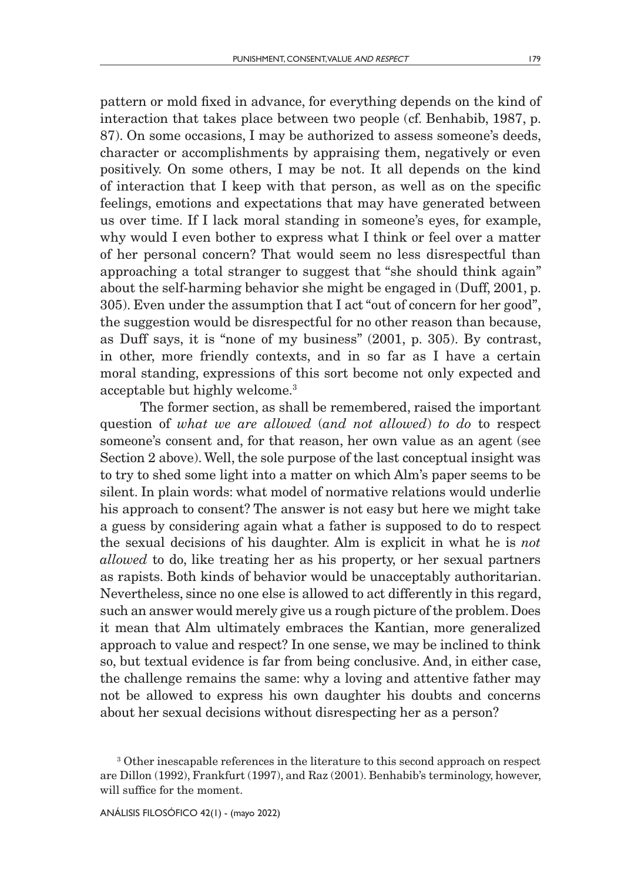pattern or mold fixed in advance, for everything depends on the kind of interaction that takes place between two people (cf. Benhabib, 1987, p. 87). On some occasions, I may be authorized to assess someone's deeds, character or accomplishments by appraising them, negatively or even positively. On some others, I may be not. It all depends on the kind of interaction that I keep with that person, as well as on the specific feelings, emotions and expectations that may have generated between us over time. If I lack moral standing in someone's eyes, for example, why would I even bother to express what I think or feel over a matter of her personal concern? That would seem no less disrespectful than approaching a total stranger to suggest that "she should think again" about the self-harming behavior she might be engaged in (Duff, 2001, p. 305). Even under the assumption that I act "out of concern for her good", the suggestion would be disrespectful for no other reason than because, as Duff says, it is "none of my business" (2001, p. 305). By contrast, in other, more friendly contexts, and in so far as I have a certain moral standing, expressions of this sort become not only expected and acceptable but highly welcome.[3]

The former section, as shall be remembered, raised the important question of *what we are allowed* (*and not allowed*) *to do* to respect someone's consent and, for that reason, her own value as an agent (see Section 2 above). Well, the sole purpose of the last conceptual insight was to try to shed some light into a matter on which Alm's paper seems to be silent. In plain words: what model of normative relations would underlie his approach to consent? The answer is not easy but here we might take a guess by considering again what a father is supposed to do to respect the sexual decisions of his daughter. Alm is explicit in what he is *not allowed* to do, like treating her as his property, or her sexual partners as rapists. Both kinds of behavior would be unacceptably authoritarian. Nevertheless, since no one else is allowed to act differently in this regard, such an answer would merely give us a rough picture of the problem. Does it mean that Alm ultimately embraces the Kantian, more generalized approach to value and respect? In one sense, we may be inclined to think so, but textual evidence is far from being conclusive. And, in either case, the challenge remains the same: why a loving and attentive father may not be allowed to express his own daughter his doubts and concerns about her sexual decisions without disrespecting her as a person?

[3] Other inescapable references in the literature to this second approach on respect are Dillon (1992), Frankfurt (1997), and Raz (2001). Benhabib's terminology, however, will suffice for the moment.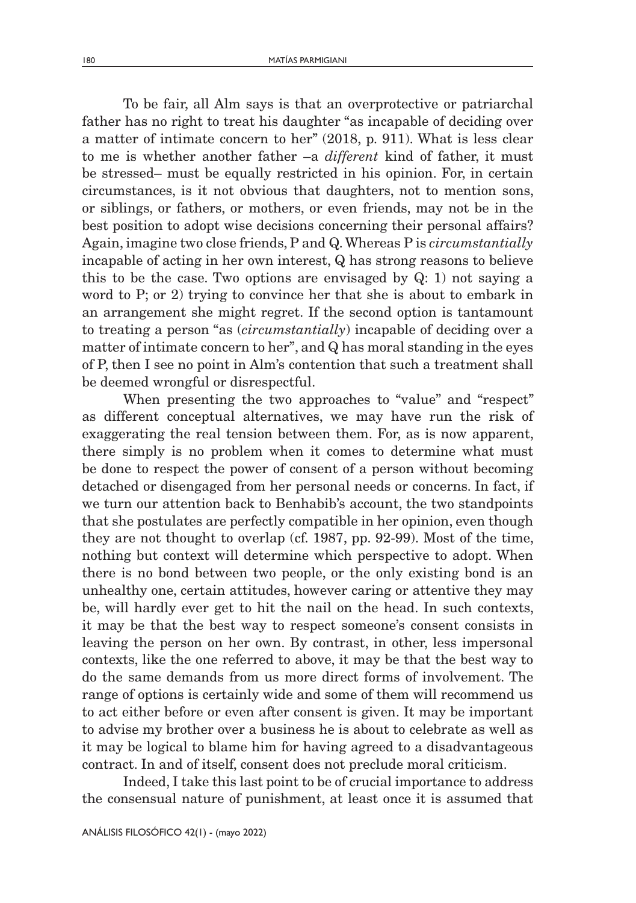To be fair, all Alm says is that an overprotective or patriarchal father has no right to treat his daughter "as incapable of deciding over a matter of intimate concern to her" (2018, p. 911). What is less clear to me is whether another father –a *different* kind of father, it must be stressed– must be equally restricted in his opinion. For, in certain circumstances, is it not obvious that daughters, not to mention sons, or siblings, or fathers, or mothers, or even friends, may not be in the best position to adopt wise decisions concerning their personal affairs? Again, imagine two close friends, P and Q. Whereas P is *circumstantially* incapable of acting in her own interest, Q has strong reasons to believe this to be the case. Two options are envisaged by Q: 1) not saying a word to P; or 2) trying to convince her that she is about to embark in an arrangement she might regret. If the second option is tantamount to treating a person "as (*circumstantially*) incapable of deciding over a matter of intimate concern to her", and Q has moral standing in the eyes of P, then I see no point in Alm's contention that such a treatment shall be deemed wrongful or disrespectful.

When presenting the two approaches to "value" and "respect" as different conceptual alternatives, we may have run the risk of exaggerating the real tension between them. For, as is now apparent, there simply is no problem when it comes to determine what must be done to respect the power of consent of a person without becoming detached or disengaged from her personal needs or concerns. In fact, if we turn our attention back to Benhabib's account, the two standpoints that she postulates are perfectly compatible in her opinion, even though they are not thought to overlap (cf. 1987, pp. 92-99). Most of the time, nothing but context will determine which perspective to adopt. When there is no bond between two people, or the only existing bond is an unhealthy one, certain attitudes, however caring or attentive they may be, will hardly ever get to hit the nail on the head. In such contexts, it may be that the best way to respect someone's consent consists in leaving the person on her own. By contrast, in other, less impersonal contexts, like the one referred to above, it may be that the best way to do the same demands from us more direct forms of involvement. The range of options is certainly wide and some of them will recommend us to act either before or even after consent is given. It may be important to advise my brother over a business he is about to celebrate as well as it may be logical to blame him for having agreed to a disadvantageous contract. In and of itself, consent does not preclude moral criticism.

Indeed, I take this last point to be of crucial importance to address the consensual nature of punishment, at least once it is assumed that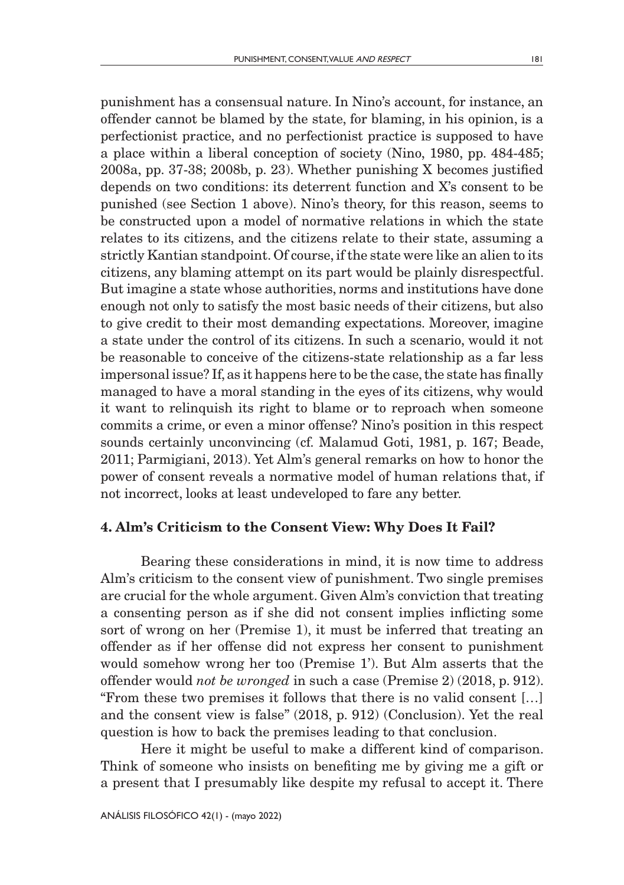punishment has a consensual nature. In Nino's account, for instance, an offender cannot be blamed by the state, for blaming, in his opinion, is a perfectionist practice, and no perfectionist practice is supposed to have a place within a liberal conception of society (Nino, 1980, pp. 484-485; 2008a, pp. 37-38; 2008b, p. 23). Whether punishing X becomes justified depends on two conditions: its deterrent function and X's consent to be punished (see Section 1 above). Nino's theory, for this reason, seems to be constructed upon a model of normative relations in which the state relates to its citizens, and the citizens relate to their state, assuming a strictly Kantian standpoint. Of course, if the state were like an alien to its citizens, any blaming attempt on its part would be plainly disrespectful. But imagine a state whose authorities, norms and institutions have done enough not only to satisfy the most basic needs of their citizens, but also to give credit to their most demanding expectations. Moreover, imagine a state under the control of its citizens. In such a scenario, would it not be reasonable to conceive of the citizens-state relationship as a far less impersonal issue? If, as it happens here to be the case, the state has finally managed to have a moral standing in the eyes of its citizens, why would it want to relinquish its right to blame or to reproach when someone commits a crime, or even a minor offense? Nino's position in this respect sounds certainly unconvincing (cf. Malamud Goti, 1981, p. 167; Beade, 2011; Parmigiani, 2013). Yet Alm's general remarks on how to honor the power of consent reveals a normative model of human relations that, if not incorrect, looks at least undeveloped to fare any better.

## 4. Alm's Criticism to the Consent View: Why Does It Fail?

Bearing these considerations in mind, it is now time to address Alm's criticism to the consent view of punishment. Two single premises are crucial for the whole argument. Given Alm's conviction that treating a consenting person as if she did not consent implies inflicting some sort of wrong on her (Premise 1), it must be inferred that treating an offender as if her offense did not express her consent to punishment would somehow wrong her too (Premise 1'). But Alm asserts that the offender would *not be wronged* in such a case (Premise 2) (2018, p. 912). "From these two premises it follows that there is no valid consent […] and the consent view is false" (2018, p. 912) (Conclusion). Yet the real question is how to back the premises leading to that conclusion.

Here it might be useful to make a different kind of comparison. Think of someone who insists on benefiting me by giving me a gift or a present that I presumably like despite my refusal to accept it. There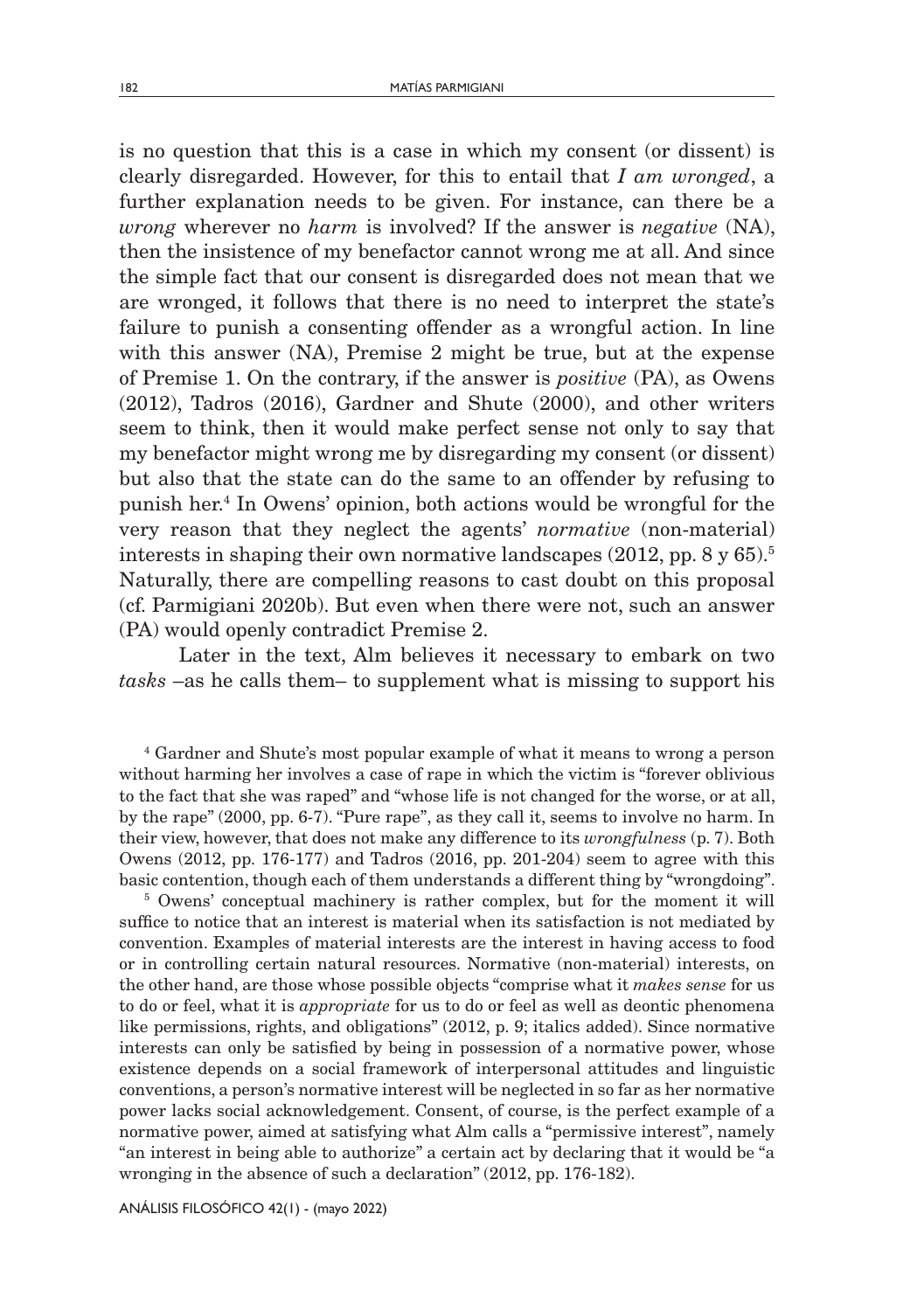is no question that this is a case in which my consent (or dissent) is clearly disregarded. However, for this to entail that *I am wronged*, a further explanation needs to be given. For instance, can there be a *wrong* wherever no *harm* is involved? If the answer is *negative* (NA), then the insistence of my benefactor cannot wrong me at all. And since the simple fact that our consent is disregarded does not mean that we are wronged, it follows that there is no need to interpret the state's failure to punish a consenting offender as a wrongful action. In line with this answer (NA), Premise 2 might be true, but at the expense of Premise 1. On the contrary, if the answer is *positive* (PA), as Owens (2012), Tadros (2016), Gardner and Shute (2000), and other writers seem to think, then it would make perfect sense not only to say that my benefactor might wrong me by disregarding my consent (or dissent) but also that the state can do the same to an offender by refusing to punish her.[4] In Owens' opinion, both actions would be wrongful for the very reason that they neglect the agents' *normative* (non-material) interests in shaping their own normative landscapes (2012, pp. 8 y 65).[5] Naturally, there are compelling reasons to cast doubt on this proposal (cf. Parmigiani 2020b). But even when there were not, such an answer (PA) would openly contradict Premise 2.

Later in the text, Alm believes it necessary to embark on two *tasks* –as he calls them– to supplement what is missing to support his

[4] Gardner and Shute's most popular example of what it means to wrong a person without harming her involves a case of rape in which the victim is "forever oblivious to the fact that she was raped" and "whose life is not changed for the worse, or at all, by the rape" (2000, pp. 6-7). "Pure rape", as they call it, seems to involve no harm. In their view, however, that does not make any difference to its *wrongfulness* (p. 7). Both Owens (2012, pp. 176-177) and Tadros (2016, pp. 201-204) seem to agree with this basic contention, though each of them understands a different thing by "wrongdoing".

[5] Owens' conceptual machinery is rather complex, but for the moment it will suffice to notice that an interest is material when its satisfaction is not mediated by convention. Examples of material interests are the interest in having access to food or in controlling certain natural resources. Normative (non-material) interests, on the other hand, are those whose possible objects "comprise what it *makes sense* for us to do or feel, what it is *appropriate* for us to do or feel as well as deontic phenomena like permissions, rights, and obligations" (2012, p. 9; italics added). Since normative interests can only be satisfied by being in possession of a normative power, whose existence depends on a social framework of interpersonal attitudes and linguistic conventions, a person's normative interest will be neglected in so far as her normative power lacks social acknowledgement. Consent, of course, is the perfect example of a normative power, aimed at satisfying what Alm calls a "permissive interest", namely "an interest in being able to authorize" a certain act by declaring that it would be "a wronging in the absence of such a declaration" (2012, pp. 176-182).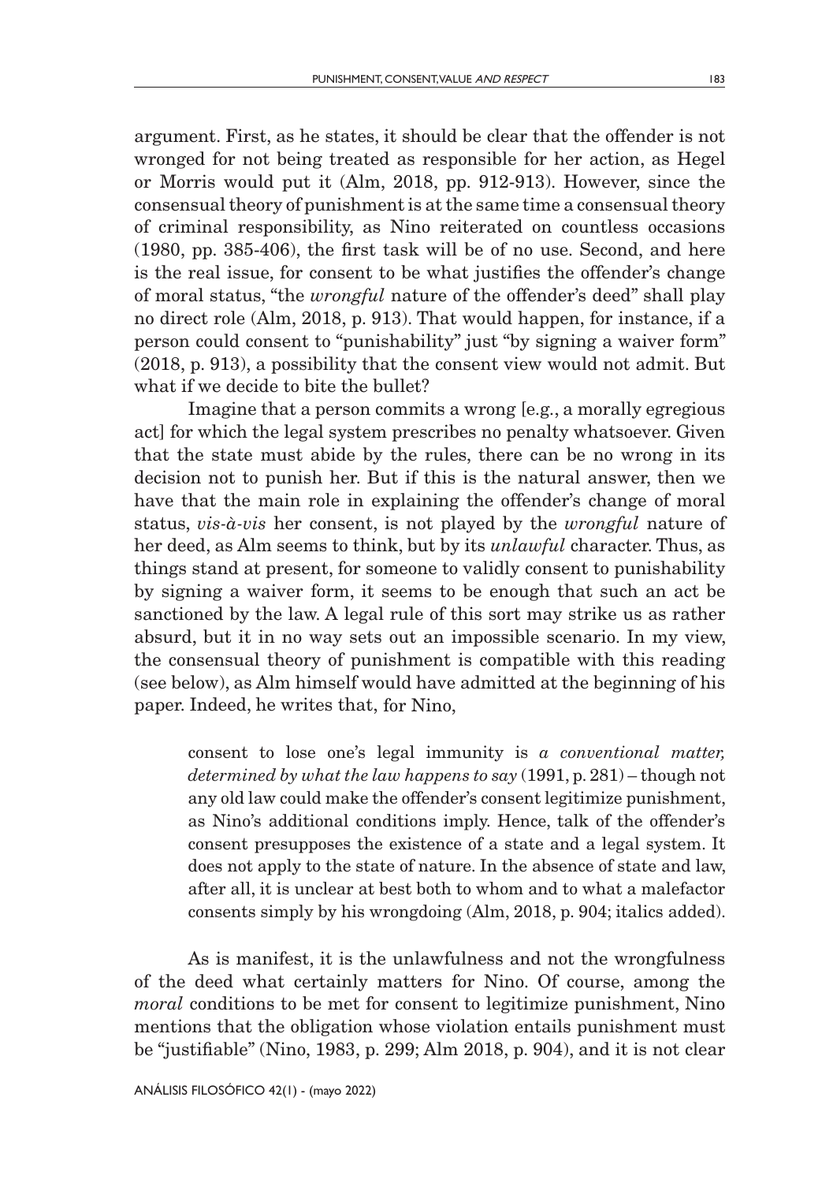argument. First, as he states, it should be clear that the offender is not wronged for not being treated as responsible for her action, as Hegel or Morris would put it (Alm, 2018, pp. 912-913). However, since the consensual theory of punishment is at the same time a consensual theory of criminal responsibility, as Nino reiterated on countless occasions (1980, pp. 385-406), the first task will be of no use. Second, and here is the real issue, for consent to be what justifies the offender's change of moral status, "the *wrongful* nature of the offender's deed" shall play no direct role (Alm, 2018, p. 913). That would happen, for instance, if a person could consent to "punishability" just "by signing a waiver form" (2018, p. 913), a possibility that the consent view would not admit. But what if we decide to bite the bullet?

Imagine that a person commits a wrong [e.g., a morally egregious act] for which the legal system prescribes no penalty whatsoever. Given that the state must abide by the rules, there can be no wrong in its decision not to punish her. But if this is the natural answer, then we have that the main role in explaining the offender's change of moral status, *vis-à-vis* her consent, is not played by the *wrongful* nature of her deed, as Alm seems to think, but by its *unlawful* character. Thus, as things stand at present, for someone to validly consent to punishability by signing a waiver form, it seems to be enough that such an act be sanctioned by the law. A legal rule of this sort may strike us as rather absurd, but it in no way sets out an impossible scenario. In my view, the consensual theory of punishment is compatible with this reading (see below), as Alm himself would have admitted at the beginning of his paper. Indeed, he writes that, for Nino,

> consent to lose one's legal immunity is *a conventional matter, determined by what the law happens to say* (1991, p. 281) – though not any old law could make the offender's consent legitimize punishment, as Nino's additional conditions imply. Hence, talk of the offender's consent presupposes the existence of a state and a legal system. It does not apply to the state of nature. In the absence of state and law, after all, it is unclear at best both to whom and to what a malefactor consents simply by his wrongdoing (Alm, 2018, p. 904; italics added).

As is manifest, it is the unlawfulness and not the wrongfulness of the deed what certainly matters for Nino. Of course, among the *moral* conditions to be met for consent to legitimize punishment, Nino mentions that the obligation whose violation entails punishment must be "justifiable" (Nino, 1983, p. 299; Alm 2018, p. 904), and it is not clear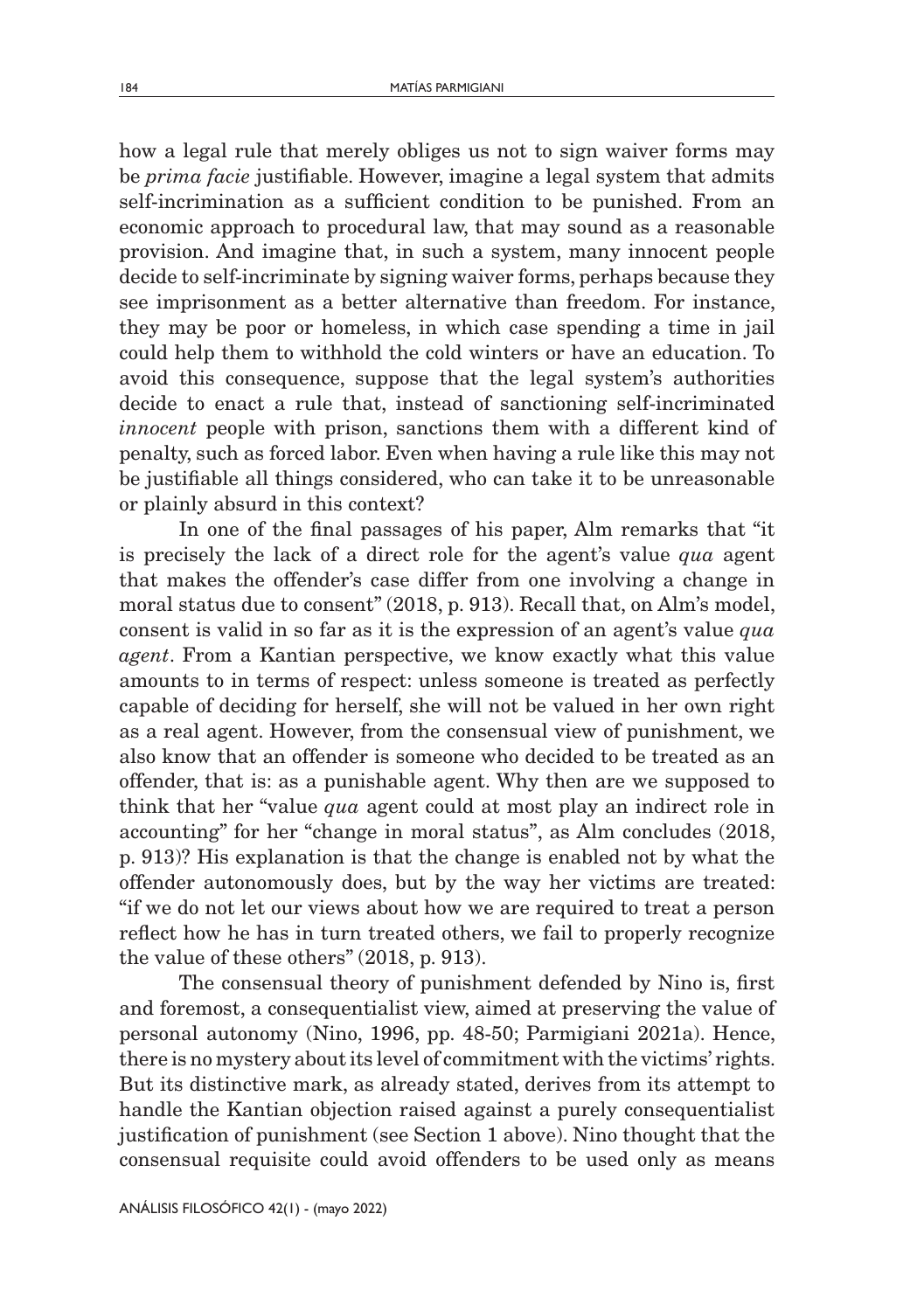how a legal rule that merely obliges us not to sign waiver forms may be *prima facie* justifiable. However, imagine a legal system that admits self-incrimination as a sufficient condition to be punished. From an economic approach to procedural law, that may sound as a reasonable provision. And imagine that, in such a system, many innocent people decide to self-incriminate by signing waiver forms, perhaps because they see imprisonment as a better alternative than freedom. For instance, they may be poor or homeless, in which case spending a time in jail could help them to withhold the cold winters or have an education. To avoid this consequence, suppose that the legal system's authorities decide to enact a rule that, instead of sanctioning self-incriminated *innocent* people with prison, sanctions them with a different kind of penalty, such as forced labor. Even when having a rule like this may not be justifiable all things considered, who can take it to be unreasonable or plainly absurd in this context?

In one of the final passages of his paper, Alm remarks that "it is precisely the lack of a direct role for the agent's value *qua* agent that makes the offender's case differ from one involving a change in moral status due to consent" (2018, p. 913). Recall that, on Alm's model, consent is valid in so far as it is the expression of an agent's value *qua agent*. From a Kantian perspective, we know exactly what this value amounts to in terms of respect: unless someone is treated as perfectly capable of deciding for herself, she will not be valued in her own right as a real agent. However, from the consensual view of punishment, we also know that an offender is someone who decided to be treated as an offender, that is: as a punishable agent. Why then are we supposed to think that her "value *qua* agent could at most play an indirect role in accounting" for her "change in moral status", as Alm concludes (2018, p. 913)? His explanation is that the change is enabled not by what the offender autonomously does, but by the way her victims are treated: "if we do not let our views about how we are required to treat a person reflect how he has in turn treated others, we fail to properly recognize the value of these others" (2018, p. 913).

The consensual theory of punishment defended by Nino is, first and foremost, a consequentialist view, aimed at preserving the value of personal autonomy (Nino, 1996, pp. 48-50; Parmigiani 2021a). Hence, there is no mystery about its level of commitment with the victims' rights. But its distinctive mark, as already stated, derives from its attempt to handle the Kantian objection raised against a purely consequentialist justification of punishment (see Section 1 above). Nino thought that the consensual requisite could avoid offenders to be used only as means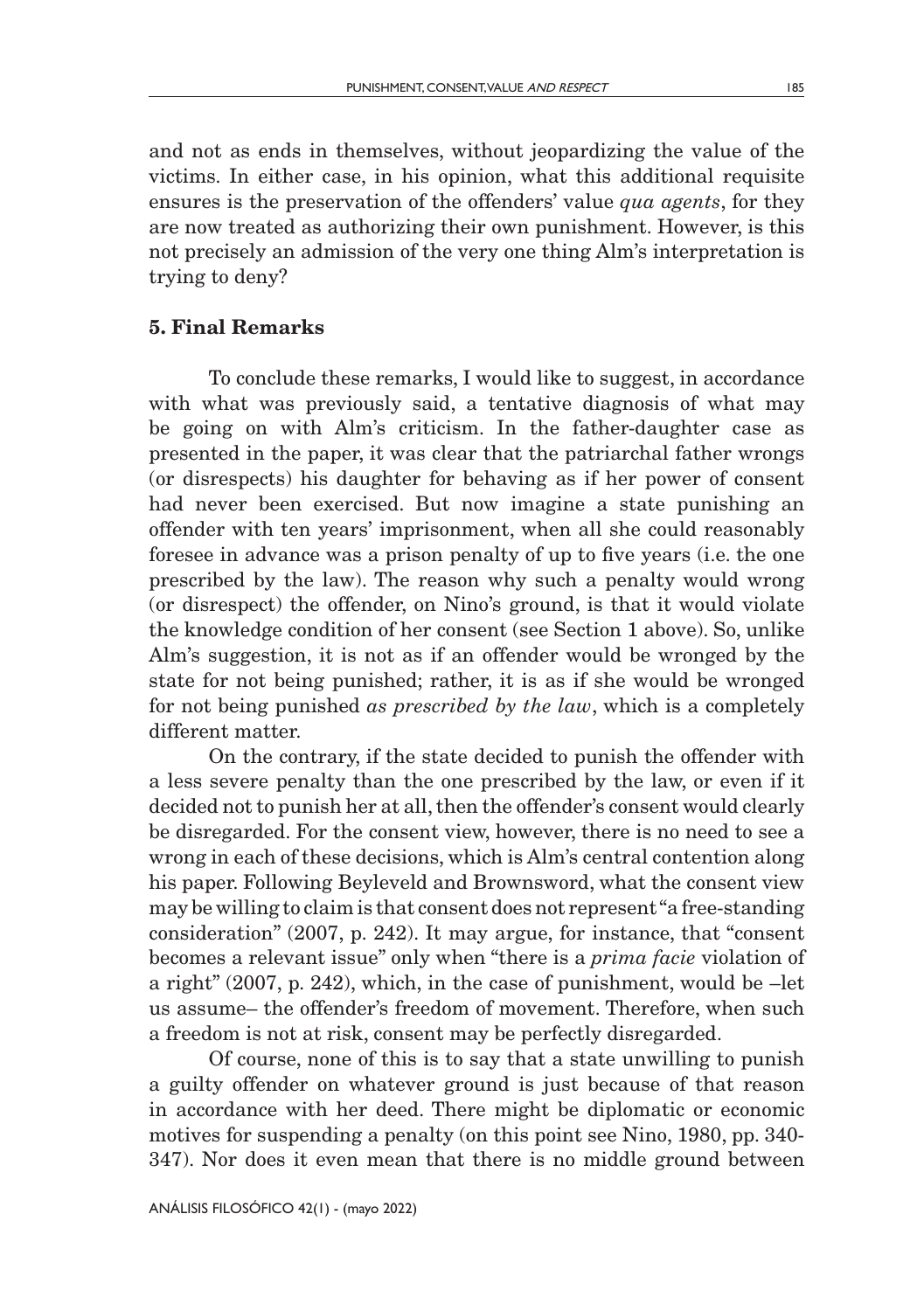and not as ends in themselves, without jeopardizing the value of the victims. In either case, in his opinion, what this additional requisite ensures is the preservation of the offenders' value *qua agents*, for they are now treated as authorizing their own punishment. However, is this not precisely an admission of the very one thing Alm's interpretation is trying to deny?

## 5. Final Remarks

To conclude these remarks, I would like to suggest, in accordance with what was previously said, a tentative diagnosis of what may be going on with Alm's criticism. In the father-daughter case as presented in the paper, it was clear that the patriarchal father wrongs (or disrespects) his daughter for behaving as if her power of consent had never been exercised. But now imagine a state punishing an offender with ten years' imprisonment, when all she could reasonably foresee in advance was a prison penalty of up to five years (i.e. the one prescribed by the law). The reason why such a penalty would wrong (or disrespect) the offender, on Nino's ground, is that it would violate the knowledge condition of her consent (see Section 1 above). So, unlike Alm's suggestion, it is not as if an offender would be wronged by the state for not being punished; rather, it is as if she would be wronged for not being punished *as prescribed by the law*, which is a completely different matter.

On the contrary, if the state decided to punish the offender with a less severe penalty than the one prescribed by the law, or even if it decided not to punish her at all, then the offender's consent would clearly be disregarded. For the consent view, however, there is no need to see a wrong in each of these decisions, which is Alm's central contention along his paper. Following Beyleveld and Brownsword, what the consent view may be willing to claim is that consent does not represent "a free-standing consideration" (2007, p. 242). It may argue, for instance, that "consent becomes a relevant issue" only when "there is a *prima facie* violation of a right" (2007, p. 242), which, in the case of punishment, would be –let us assume– the offender's freedom of movement. Therefore, when such a freedom is not at risk, consent may be perfectly disregarded.

Of course, none of this is to say that a state unwilling to punish a guilty offender on whatever ground is just because of that reason in accordance with her deed. There might be diplomatic or economic motives for suspending a penalty (on this point see Nino, 1980, pp. 340-347). Nor does it even mean that there is no middle ground between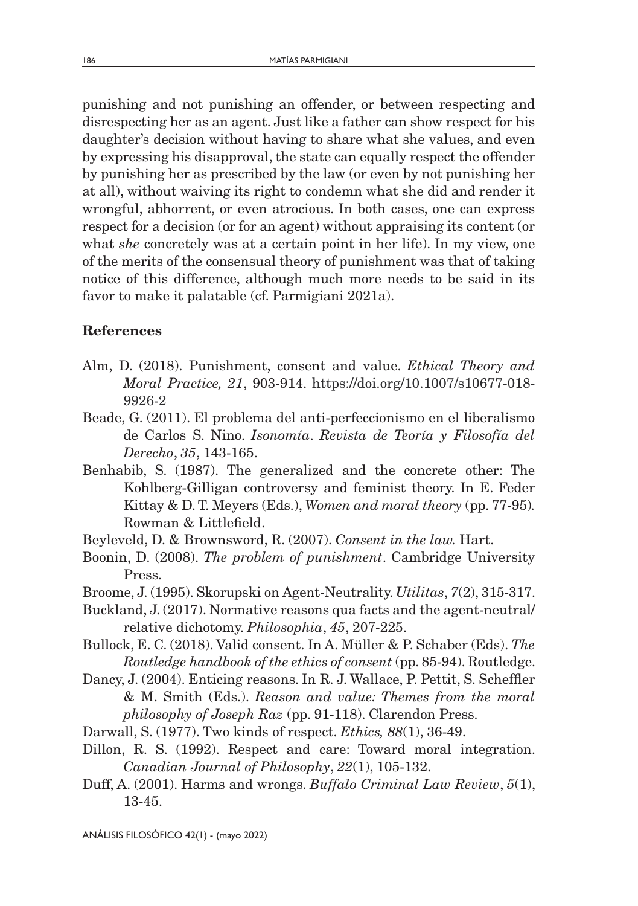punishing and not punishing an offender, or between respecting and disrespecting her as an agent. Just like a father can show respect for his daughter's decision without having to share what she values, and even by expressing his disapproval, the state can equally respect the offender by punishing her as prescribed by the law (or even by not punishing her at all), without waiving its right to condemn what she did and render it wrongful, abhorrent, or even atrocious. In both cases, one can express respect for a decision (or for an agent) without appraising its content (or what *she* concretely was at a certain point in her life). In my view, one of the merits of the consensual theory of punishment was that of taking notice of this difference, although much more needs to be said in its favor to make it palatable (cf. Parmigiani 2021a).

## References

Alm, D. (2018). Punishment, consent and value. *Ethical Theory and Moral Practice, 21*, 903-914. https://doi.org/10.1007/s10677-018-9926-2

Beade, G. (2011). El problema del anti-perfeccionismo en el liberalismo de Carlos S. Nino. *Isonomía*. *Revista de Teoría y Filosofía del Derecho*, *35*, 143-165.

Benhabib, S. (1987). The generalized and the concrete other: The Kohlberg-Gilligan controversy and feminist theory. In E. Feder Kittay & D. T. Meyers (Eds.), *Women and moral theory* (pp. 77-95). Rowman & Littlefield.

Beyleveld, D. & Brownsword, R. (2007). *Consent in the law.* Hart.

Boonin, D. (2008). *The problem of punishment*. Cambridge University Press.

Broome, J. (1995). Skorupski on Agent-Neutrality. *Utilitas*, *7*(2), 315-317.

Buckland, J. (2017). Normative reasons qua facts and the agent-neutral/relative dichotomy. *Philosophia*, *45*, 207-225.

Bullock, E. C. (2018). Valid consent. In A. Müller & P. Schaber (Eds). *The Routledge handbook of the ethics of consent* (pp. 85-94). Routledge.

Dancy, J. (2004). Enticing reasons. In R. J. Wallace, P. Pettit, S. Scheffler & M. Smith (Eds.). *Reason and value: Themes from the moral philosophy of Joseph Raz* (pp. 91-118). Clarendon Press.

Darwall, S. (1977). Two kinds of respect. *Ethics, 88*(1), 36-49.

Dillon, R. S. (1992). Respect and care: Toward moral integration. *Canadian Journal of Philosophy*, *22*(1), 105-132.

Duff, A. (2001). Harms and wrongs. *Buffalo Criminal Law Review*, *5*(1), 13-45.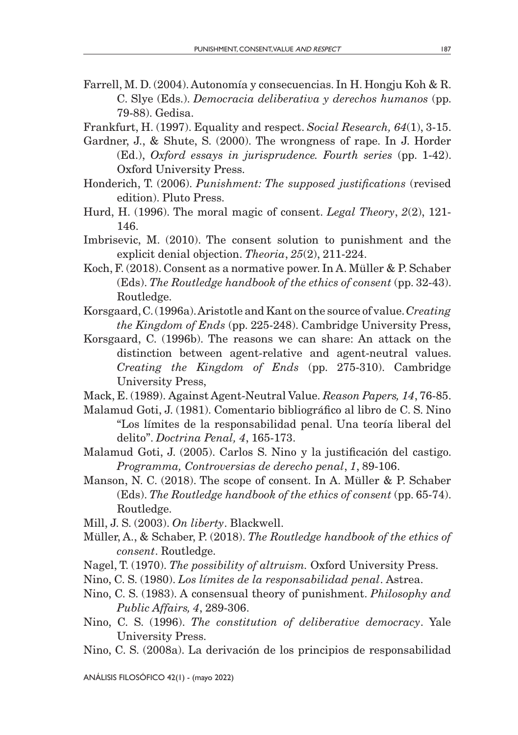Farrell, M. D. (2004). Autonomía y consecuencias. In H. Hongju Koh & R. C. Slye (Eds.). *Democracia deliberativa y derechos humanos* (pp. 79-88). Gedisa.

Frankfurt, H. (1997). Equality and respect. *Social Research, 64*(1), 3-15.

Gardner, J., & Shute, S. (2000). The wrongness of rape. In J. Horder (Ed.), *Oxford essays in jurisprudence. Fourth series* (pp. 1-42). Oxford University Press.

Honderich, T. (2006). *Punishment: The supposed justifications* (revised edition). Pluto Press.

Hurd, H. (1996). The moral magic of consent. *Legal Theory*, *2*(2), 121-146.

Imbrisevic, M. (2010). The consent solution to punishment and the explicit denial objection. *Theoria*, *25*(2), 211-224.

Koch, F. (2018). Consent as a normative power. In A. Müller & P. Schaber (Eds). *The Routledge handbook of the ethics of consent* (pp. 32-43). Routledge.

Korsgaard, C. (1996a). Aristotle and Kant on the source of value. *Creating the Kingdom of Ends* (pp. 225-248). Cambridge University Press,

Korsgaard, C. (1996b). The reasons we can share: An attack on the distinction between agent-relative and agent-neutral values. *Creating the Kingdom of Ends* (pp. 275-310). Cambridge University Press,

Mack, E. (1989). Against Agent-Neutral Value. *Reason Papers, 14*, 76-85.

Malamud Goti, J. (1981). Comentario bibliográfico al libro de C. S. Nino "Los límites de la responsabilidad penal. Una teoría liberal del delito". *Doctrina Penal, 4*, 165-173.

Malamud Goti, J. (2005). Carlos S. Nino y la justificación del castigo. *Programma, Controversias de derecho penal*, *1*, 89-106.

Manson, N. C. (2018). The scope of consent. In A. Müller & P. Schaber (Eds). *The Routledge handbook of the ethics of consent* (pp. 65-74). Routledge.

Mill, J. S. (2003). *On liberty*. Blackwell.

Müller, A., & Schaber, P. (2018). *The Routledge handbook of the ethics of consent*. Routledge.

Nagel, T. (1970). *The possibility of altruism.* Oxford University Press.

Nino, C. S. (1980). *Los límites de la responsabilidad penal*. Astrea.

Nino, C. S. (1983). A consensual theory of punishment. *Philosophy and Public Affairs, 4*, 289-306.

Nino, C. S. (1996). *The constitution of deliberative democracy*. Yale University Press.

Nino, C. S. (2008a). La derivación de los principios de responsabilidad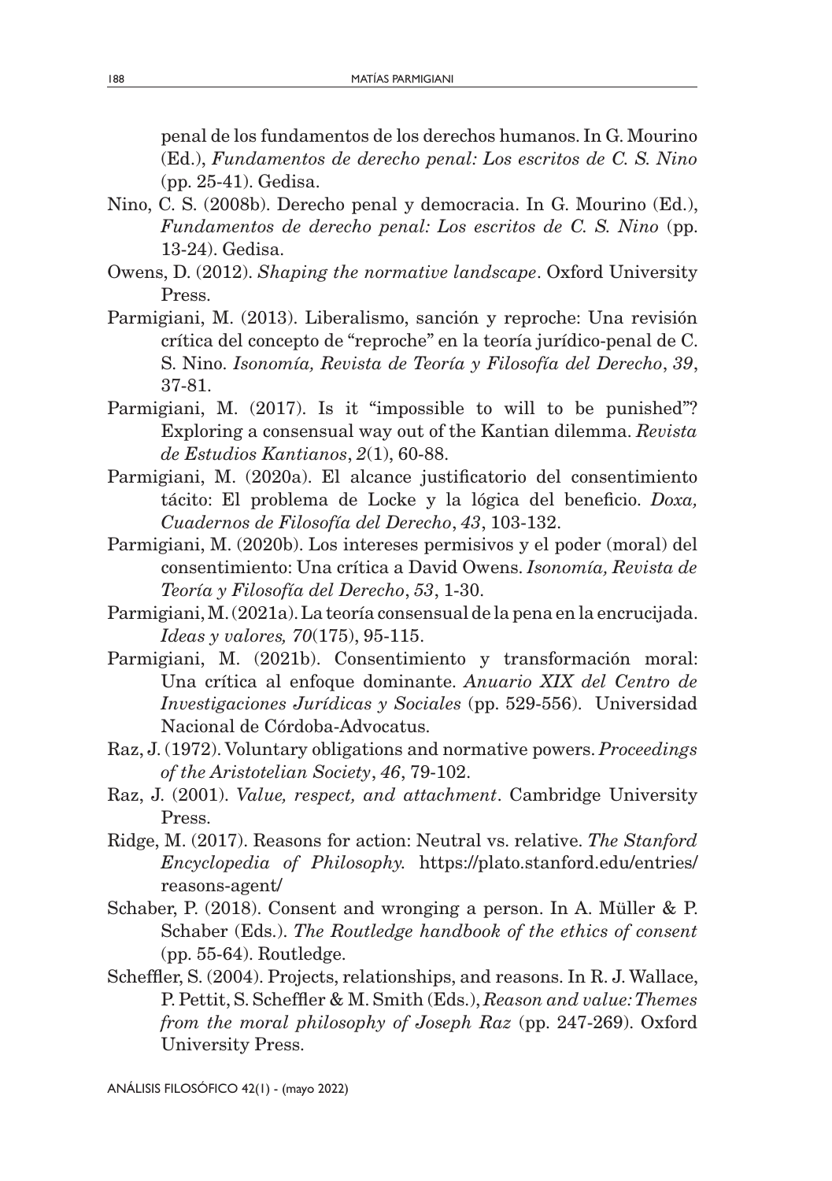penal de los fundamentos de los derechos humanos. In G. Mourino (Ed.), *Fundamentos de derecho penal: Los escritos de C. S. Nino* (pp. 25-41). Gedisa.

Nino, C. S. (2008b). Derecho penal y democracia. In G. Mourino (Ed.), *Fundamentos de derecho penal: Los escritos de C. S. Nino* (pp. 13-24). Gedisa.

Owens, D. (2012). *Shaping the normative landscape*. Oxford University Press.

Parmigiani, M. (2013). Liberalismo, sanción y reproche: Una revisión crítica del concepto de "reproche" en la teoría jurídico-penal de C. S. Nino. *Isonomía, Revista de Teoría y Filosofía del Derecho*, *39*, 37-81.

Parmigiani, M. (2017). Is it "impossible to will to be punished"? Exploring a consensual way out of the Kantian dilemma. *Revista de Estudios Kantianos*, *2*(1), 60-88.

Parmigiani, M. (2020a). El alcance justificatorio del consentimiento tácito: El problema de Locke y la lógica del beneficio. *Doxa, Cuadernos de Filosofía del Derecho*, *43*, 103-132.

Parmigiani, M. (2020b). Los intereses permisivos y el poder (moral) del consentimiento: Una crítica a David Owens. *Isonomía, Revista de Teoría y Filosofía del Derecho*, *53*, 1-30.

Parmigiani, M. (2021a). La teoría consensual de la pena en la encrucijada. *Ideas y valores, 70*(175), 95-115.

Parmigiani, M. (2021b). Consentimiento y transformación moral: Una crítica al enfoque dominante. *Anuario XIX del Centro de Investigaciones Jurídicas y Sociales* (pp. 529-556). Universidad Nacional de Córdoba-Advocatus.

Raz, J. (1972). Voluntary obligations and normative powers. *Proceedings of the Aristotelian Society*, *46*, 79-102.

Raz, J. (2001). *Value, respect, and attachment*. Cambridge University Press.

Ridge, M. (2017). Reasons for action: Neutral vs. relative. *The Stanford Encyclopedia of Philosophy.* https://plato.stanford.edu/entries/reasons-agent/

Schaber, P. (2018). Consent and wronging a person. In A. Müller & P. Schaber (Eds.). *The Routledge handbook of the ethics of consent* (pp. 55-64). Routledge.

Scheffler, S. (2004). Projects, relationships, and reasons. In R. J. Wallace, P. Pettit, S. Scheffler & M. Smith (Eds.), *Reason and value: Themes from the moral philosophy of Joseph Raz* (pp. 247-269). Oxford University Press.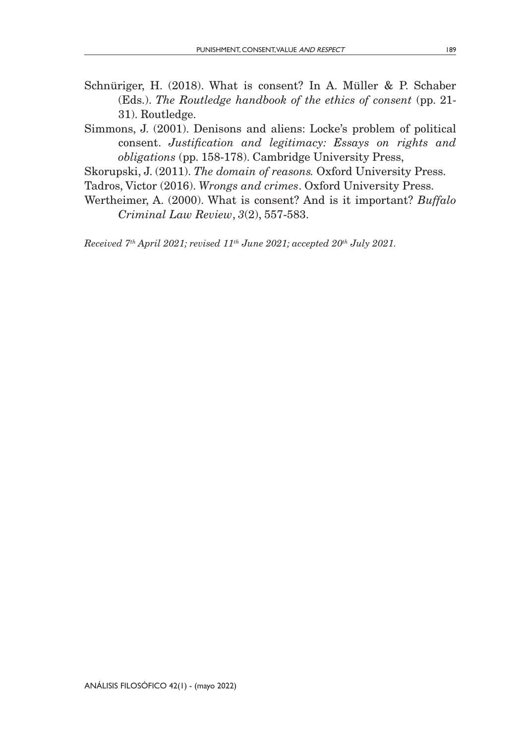Schnüriger, H. (2018). What is consent? In A. Müller & P. Schaber (Eds.). *The Routledge handbook of the ethics of consent* (pp. 21-31). Routledge.

Simmons, J. (2001). Denisons and aliens: Locke's problem of political consent. *Justification and legitimacy: Essays on rights and obligations* (pp. 158-178). Cambridge University Press,

Skorupski, J. (2011). *The domain of reasons.* Oxford University Press.

Tadros, Victor (2016). *Wrongs and crimes*. Oxford University Press.

Wertheimer, A. (2000). What is consent? And is it important? *Buffalo Criminal Law Review*, *3*(2), 557-583.

*Received 7th April 2021; revised 11th June 2021; accepted 20th July 2021.*